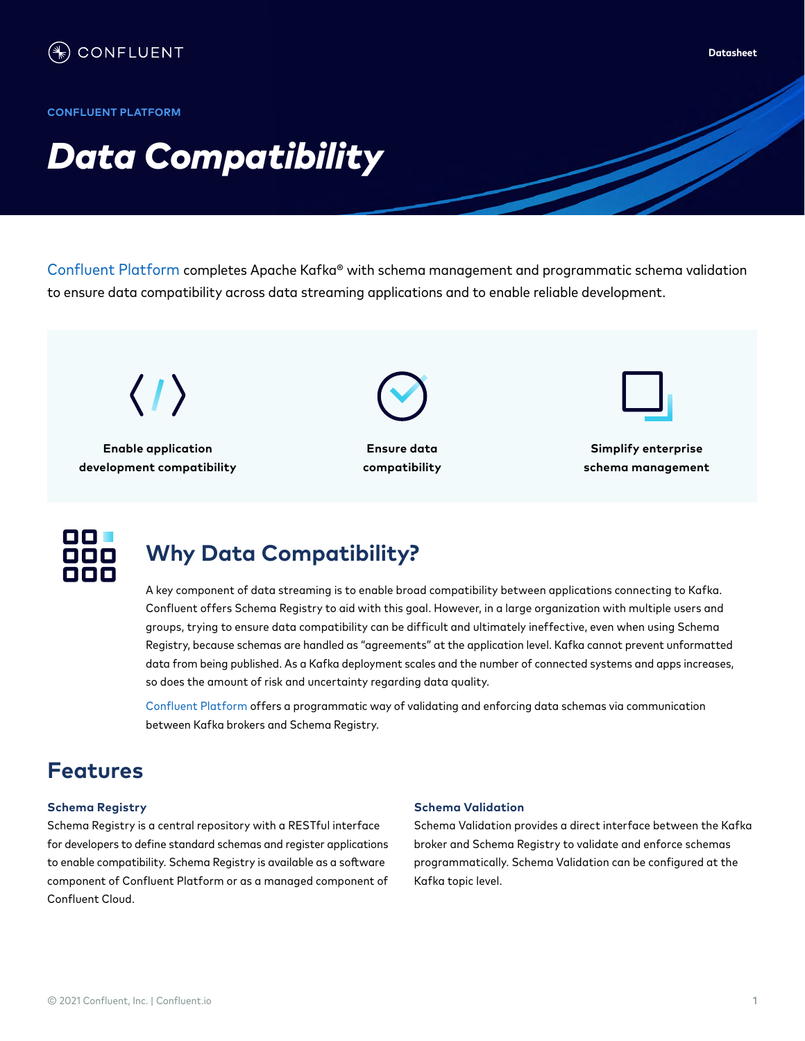CONFLUENT

Datasheet

CONFLUENT PLATFORM

# *Data Compatibility*

Confluent Platform completes Apache Kafka® with schema management and programmatic schema validation to ensure data compatibility across data streaming applications and to enable reliable development.

**Enable application development compatibility**

**Ensure data compatibility**

**Simplify enterprise schema management**

## Why Data Compatibility?

A key component of data streaming is to enable broad compatibility between applications connecting to Kafka. Confluent offers Schema Registry to aid with this goal. However, in a large organization with multiple users and groups, trying to ensure data compatibility can be difficult and ultimately ineffective, even when using Schema Registry, because schemas are handled as "agreements" at the application level. Kafka cannot prevent unformatted data from being published. As a Kafka deployment scales and the number of connected systems and apps increases, so does the amount of risk and uncertainty regarding data quality.

Confluent Platform offers a programmatic way of validating and enforcing data schemas via communication between Kafka brokers and Schema Registry.

## Features

### Schema Registry

Schema Registry is a central repository with a RESTful interface for developers to define standard schemas and register applications to enable compatibility. Schema Registry is available as a software component of Confluent Platform or as a managed component of Confluent Cloud.

### Schema Validation

Schema Validation provides a direct interface between the Kafka broker and Schema Registry to validate and enforce schemas programmatically. Schema Validation can be configured at the Kafka topic level.

© 2021 Confluent, Inc. | Confluent.io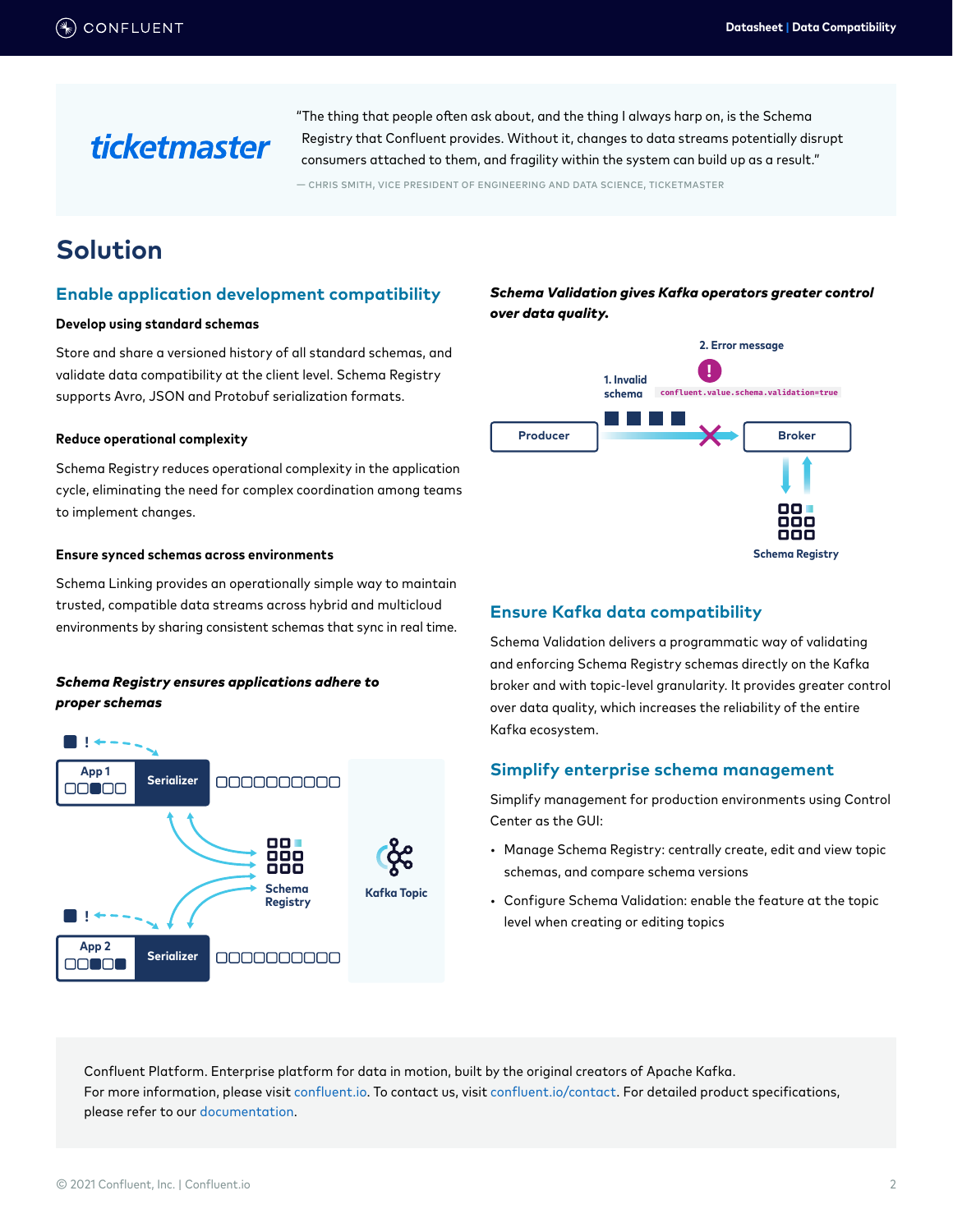ticketmaster

"The thing that people often ask about, and the thing I always harp on, is the Schema Registry that Confluent provides. Without it, changes to data streams potentially disrupt consumers attached to them, and fragility within the system can build up as a result."

— CHRIS SMITH, VICE PRESIDENT OF ENGINEERING AND DATA SCIENCE, TICKETMASTER

# Solution

## Enable application development compatibility

### Develop using standard schemas

Store and share a versioned history of all standard schemas, and validate data compatibility at the client level. Schema Registry supports Avro, JSON and Protobuf serialization formats.

### Reduce operational complexity

Schema Registry reduces operational complexity in the application cycle, eliminating the need for complex coordination among teams to implement changes.

### Ensure synced schemas across environments

Schema Linking provides an operationally simple way to maintain trusted, compatible data streams across hybrid and multicloud environments by sharing consistent schemas that sync in real time.

***Schema Registry ensures applications adhere to proper schemas***

App 1
Serializer
Schema Registry
Kafka Topic
App 2
Serializer

***Schema Validation gives Kafka operators greater control over data quality.***

2. Error message
1. Invalid schema
confluent.value.schema.validation=true
Producer
Broker
Schema Registry

## Ensure Kafka data compatibility

Schema Validation delivers a programmatic way of validating and enforcing Schema Registry schemas directly on the Kafka broker and with topic-level granularity. It provides greater control over data quality, which increases the reliability of the entire Kafka ecosystem.

## Simplify enterprise schema management

Simplify management for production environments using Control Center as the GUI:

- Manage Schema Registry: centrally create, edit and view topic schemas, and compare schema versions
- Configure Schema Validation: enable the feature at the topic level when creating or editing topics

Confluent Platform. Enterprise platform for data in motion, built by the original creators of Apache Kafka.
For more information, please visit confluent.io. To contact us, visit confluent.io/contact. For detailed product specifications, please refer to our documentation.